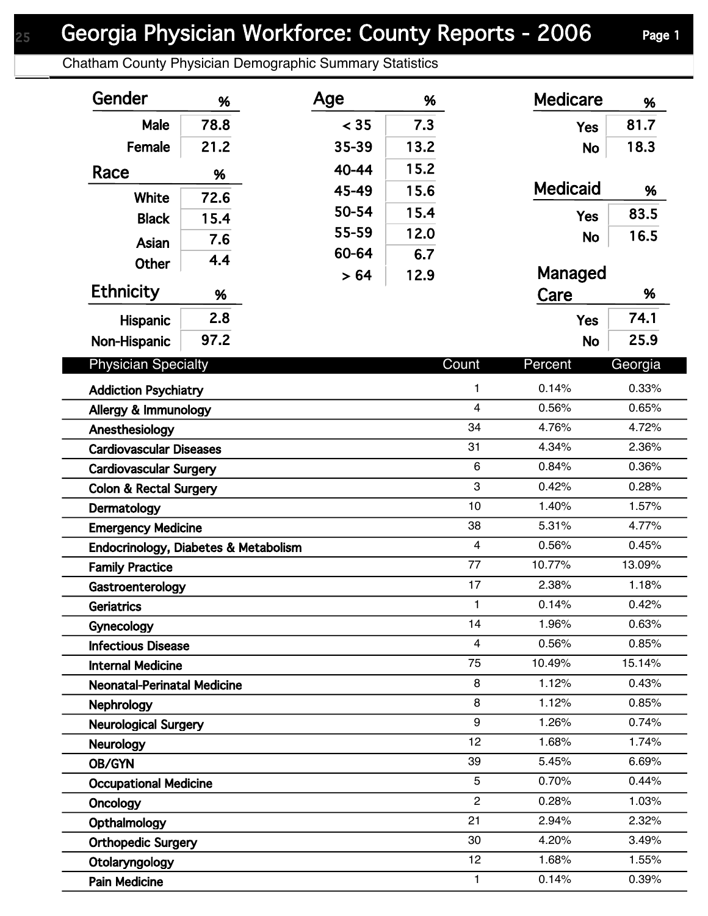# Georgia Physician Workforce: County Reports - 2006

Chatham County Physician Demographic Summary Statistics

| Gender | % |
|---|---|
| Male | 78.8 |
| Female | 21.2 |

| Race | % |
|---|---|
| White | 72.6 |
| Black | 15.4 |
| Asian | 7.6 |
| Other | 4.4 |

| Ethnicity | % |
|---|---|
| Hispanic | 2.8 |
| Non-Hispanic | 97.2 |

| Age | % |
|---|---|
| < 35 | 7.3 |
| 35-39 | 13.2 |
| 40-44 | 15.2 |
| 45-49 | 15.6 |
| 50-54 | 15.4 |
| 55-59 | 12.0 |
| 60-64 | 6.7 |
| > 64 | 12.9 |

| Medicare | % |
|---|---|
| Yes | 81.7 |
| No | 18.3 |

| Medicaid | % |
|---|---|
| Yes | 83.5 |
| No | 16.5 |

| Managed Care | % |
|---|---|
| Yes | 74.1 |
| No | 25.9 |

| Physician Specialty | Count | Percent | Georgia |
|---|---|---|---|
| Addiction Psychiatry | 1 | 0.14% | 0.33% |
| Allergy & Immunology | 4 | 0.56% | 0.65% |
| Anesthesiology | 34 | 4.76% | 4.72% |
| Cardiovascular Diseases | 31 | 4.34% | 2.36% |
| Cardiovascular Surgery | 6 | 0.84% | 0.36% |
| Colon & Rectal Surgery | 3 | 0.42% | 0.28% |
| Dermatology | 10 | 1.40% | 1.57% |
| Emergency Medicine | 38 | 5.31% | 4.77% |
| Endocrinology, Diabetes & Metabolism | 4 | 0.56% | 0.45% |
| Family Practice | 77 | 10.77% | 13.09% |
| Gastroenterology | 17 | 2.38% | 1.18% |
| Geriatrics | 1 | 0.14% | 0.42% |
| Gynecology | 14 | 1.96% | 0.63% |
| Infectious Disease | 4 | 0.56% | 0.85% |
| Internal Medicine | 75 | 10.49% | 15.14% |
| Neonatal-Perinatal Medicine | 8 | 1.12% | 0.43% |
| Nephrology | 8 | 1.12% | 0.85% |
| Neurological Surgery | 9 | 1.26% | 0.74% |
| Neurology | 12 | 1.68% | 1.74% |
| OB/GYN | 39 | 5.45% | 6.69% |
| Occupational Medicine | 5 | 0.70% | 0.44% |
| Oncology | 2 | 0.28% | 1.03% |
| Opthalmology | 21 | 2.94% | 2.32% |
| Orthopedic Surgery | 30 | 4.20% | 3.49% |
| Otolaryngology | 12 | 1.68% | 1.55% |
| Pain Medicine | 1 | 0.14% | 0.39% |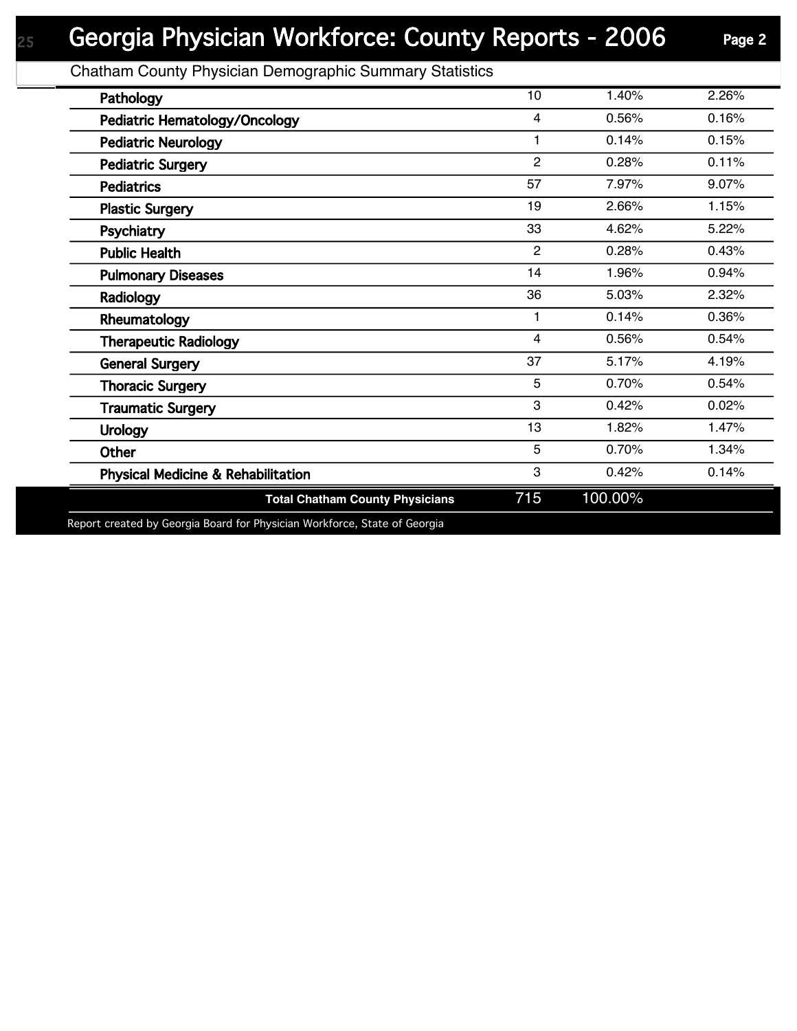## Chatham County Physician Demographic Summary Statistics

| | | | |
|---|---|---|---|
| Pathology | 10 | 1.40% | 2.26% |
| Pediatric Hematology/Oncology | 4 | 0.56% | 0.16% |
| Pediatric Neurology | 1 | 0.14% | 0.15% |
| Pediatric Surgery | 2 | 0.28% | 0.11% |
| Pediatrics | 57 | 7.97% | 9.07% |
| Plastic Surgery | 19 | 2.66% | 1.15% |
| Psychiatry | 33 | 4.62% | 5.22% |
| Public Health | 2 | 0.28% | 0.43% |
| Pulmonary Diseases | 14 | 1.96% | 0.94% |
| Radiology | 36 | 5.03% | 2.32% |
| Rheumatology | 1 | 0.14% | 0.36% |
| Therapeutic Radiology | 4 | 0.56% | 0.54% |
| General Surgery | 37 | 5.17% | 4.19% |
| Thoracic Surgery | 5 | 0.70% | 0.54% |
| Traumatic Surgery | 3 | 0.42% | 0.02% |
| Urology | 13 | 1.82% | 1.47% |
| Other | 5 | 0.70% | 1.34% |
| Physical Medicine & Rehabilitation | 3 | 0.42% | 0.14% |
| **Total Chatham County Physicians** | 715 | 100.00% | |

Report created by Georgia Board for Physician Workforce, State of Georgia